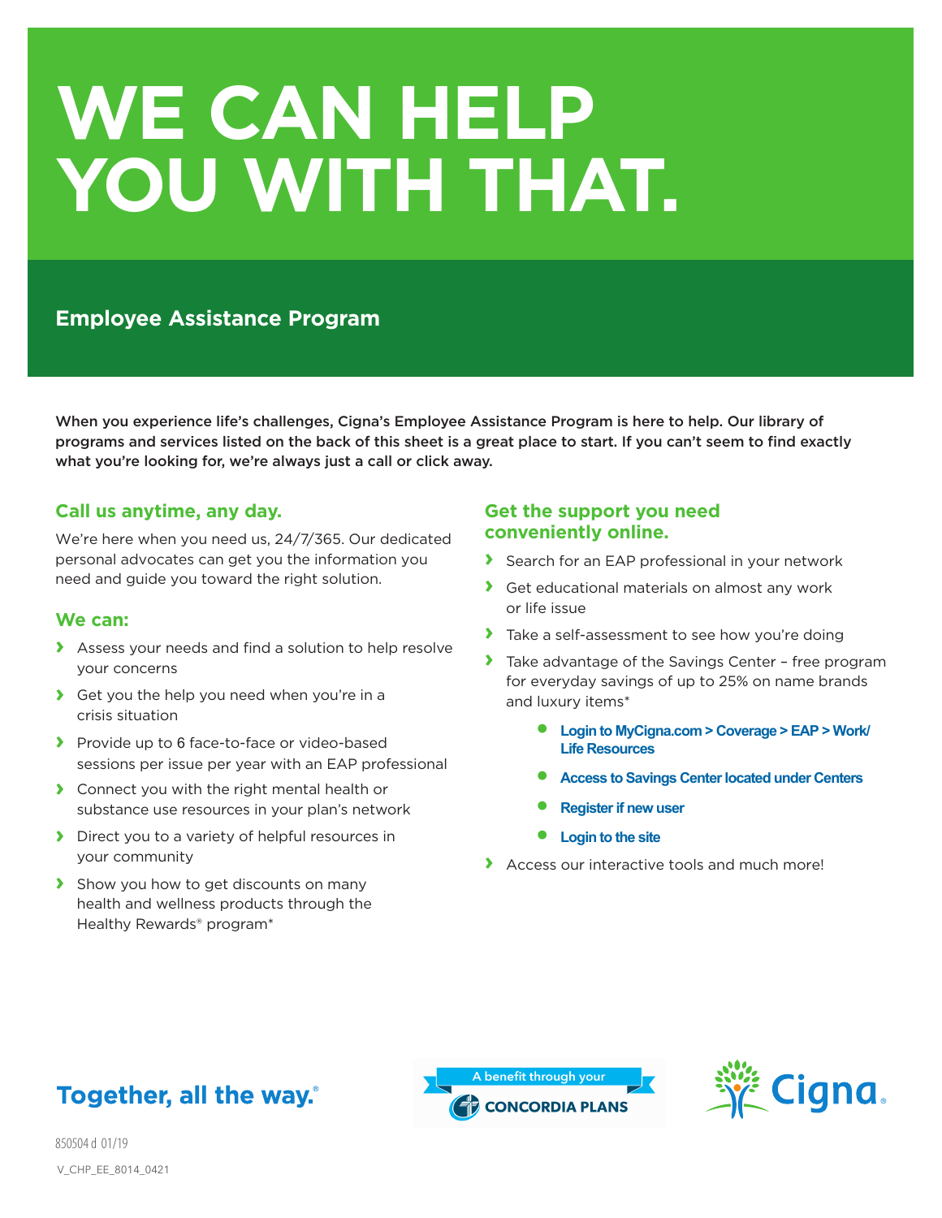# WE CAN HELP YOU WITH THAT.

## Employee Assistance Program

**When you experience life's challenges, Cigna's Employee Assistance Program is here to help. Our library of programs and services listed on the back of this sheet is a great place to start. If you can't seem to find exactly what you're looking for, we're always just a call or click away.**

### Call us anytime, any day.

We're here when you need us, 24/7/365. Our dedicated personal advocates can get you the information you need and guide you toward the right solution.

### We can:

- Assess your needs and find a solution to help resolve your concerns
- Get you the help you need when you're in a crisis situation
- Provide up to 6 face-to-face or video-based sessions per issue per year with an EAP professional
- Connect you with the right mental health or substance use resources in your plan's network
- Direct you to a variety of helpful resources in your community
- Show you how to get discounts on many health and wellness products through the Healthy Rewards® program*

### Get the support you need conveniently online.

- Search for an EAP professional in your network
- Get educational materials on almost any work or life issue
- Take a self-assessment to see how you're doing
- Take advantage of the Savings Center – free program for everyday savings of up to 25% on name brands and luxury items*
  - **Login to MyCigna.com > Coverage > EAP > Work/Life Resources**
  - **Access to Savings Center located under Centers**
  - **Register if new user**
  - **Login to the site**
- Access our interactive tools and much more!

**Together, all the way.®**

A benefit through your CONCORDIA PLANS

Cigna.

850504 d 01/19

V_CHP_EE_8014_0421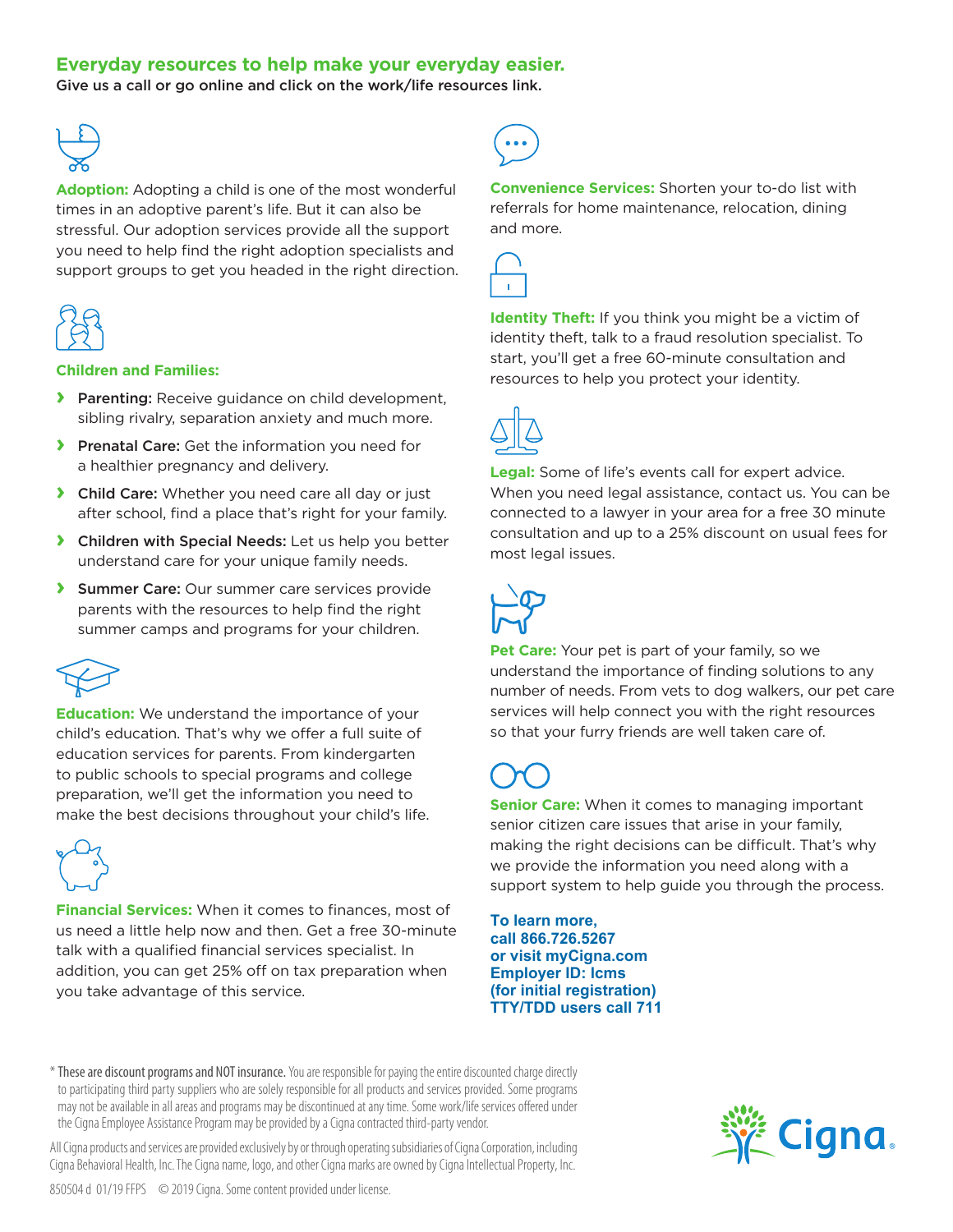## Everyday resources to help make your everyday easier.

Give us a call or go online and click on the work/life resources link.

**Adoption:** Adopting a child is one of the most wonderful times in an adoptive parent's life. But it can also be stressful. Our adoption services provide all the support you need to help find the right adoption specialists and support groups to get you headed in the right direction.

**Children and Families:**

- **Parenting:** Receive guidance on child development, sibling rivalry, separation anxiety and much more.
- **Prenatal Care:** Get the information you need for a healthier pregnancy and delivery.
- **Child Care:** Whether you need care all day or just after school, find a place that's right for your family.
- **Children with Special Needs:** Let us help you better understand care for your unique family needs.
- **Summer Care:** Our summer care services provide parents with the resources to help find the right summer camps and programs for your children.

**Education:** We understand the importance of your child's education. That's why we offer a full suite of education services for parents. From kindergarten to public schools to special programs and college preparation, we'll get the information you need to make the best decisions throughout your child's life.

**Financial Services:** When it comes to finances, most of us need a little help now and then. Get a free 30-minute talk with a qualified financial services specialist. In addition, you can get 25% off on tax preparation when you take advantage of this service.

**Convenience Services:** Shorten your to-do list with referrals for home maintenance, relocation, dining and more.

**Identity Theft:** If you think you might be a victim of identity theft, talk to a fraud resolution specialist. To start, you'll get a free 60-minute consultation and resources to help you protect your identity.

**Legal:** Some of life's events call for expert advice. When you need legal assistance, contact us. You can be connected to a lawyer in your area for a free 30 minute consultation and up to a 25% discount on usual fees for most legal issues.

**Pet Care:** Your pet is part of your family, so we understand the importance of finding solutions to any number of needs. From vets to dog walkers, our pet care services will help connect you with the right resources so that your furry friends are well taken care of.

**Senior Care:** When it comes to managing important senior citizen care issues that arise in your family, making the right decisions can be difficult. That's why we provide the information you need along with a support system to help guide you through the process.

**To learn more,
call 866.726.5267
or visit myCigna.com
Employer ID: lcms
(for initial registration)
TTY/TDD users call 711**

\* These are discount programs and NOT insurance. You are responsible for paying the entire discounted charge directly to participating third party suppliers who are solely responsible for all products and services provided. Some programs may not be available in all areas and programs may be discontinued at any time. Some work/life services offered under the Cigna Employee Assistance Program may be provided by a Cigna contracted third-party vendor.

All Cigna products and services are provided exclusively by or through operating subsidiaries of Cigna Corporation, including Cigna Behavioral Health, Inc. The Cigna name, logo, and other Cigna marks are owned by Cigna Intellectual Property, Inc.

850504 d 01/19 FFPS © 2019 Cigna. Some content provided under license.

Cigna.